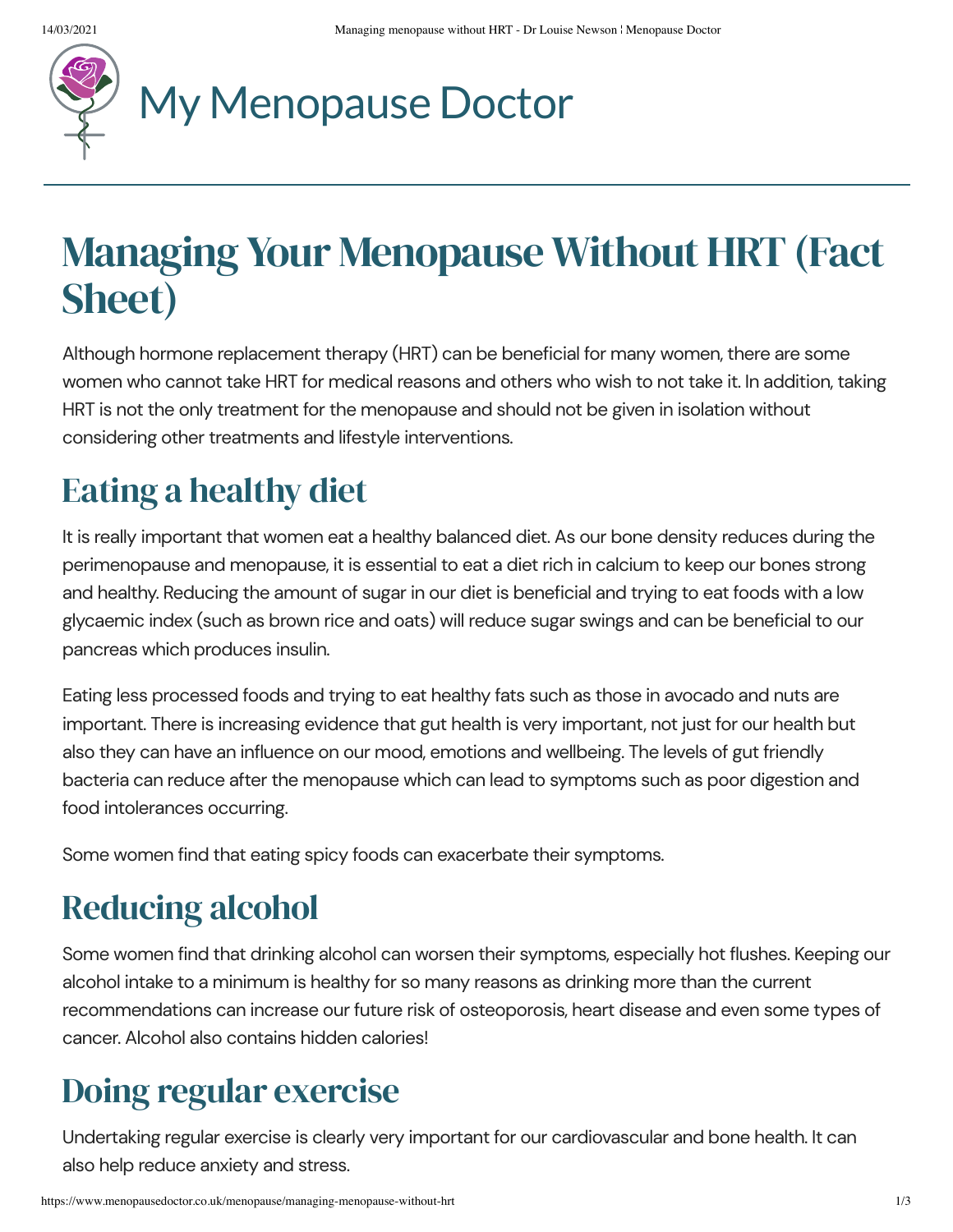# My Menopause Doctor

# Managing Your Menopause Without HRT (Fact Sheet)

Although hormone replacement therapy (HRT) can be beneficial for many women, there are some women who cannot take HRT for medical reasons and others who wish to not take it. In addition, taking HRT is not the only treatment for the menopause and should not be given in isolation without considering other treatments and lifestyle interventions.

## Eating a healthy diet

It is really important that women eat a healthy balanced diet. As our bone density reduces during the perimenopause and menopause, it is essential to eat a diet rich in calcium to keep our bones strong and healthy. Reducing the amount of sugar in our diet is beneficial and trying to eat foods with a low glycaemic index (such as brown rice and oats) will reduce sugar swings and can be beneficial to our pancreas which produces insulin.

Eating less processed foods and trying to eat healthy fats such as those in avocado and nuts are important. There is increasing evidence that gut health is very important, not just for our health but also they can have an influence on our mood, emotions and wellbeing. The levels of gut friendly bacteria can reduce after the menopause which can lead to symptoms such as poor digestion and food intolerances occurring.

Some women find that eating spicy foods can exacerbate their symptoms.

## Reducing alcohol

Some women find that drinking alcohol can worsen their symptoms, especially hot flushes. Keeping our alcohol intake to a minimum is healthy for so many reasons as drinking more than the current recommendations can increase our future risk of osteoporosis, heart disease and even some types of cancer. Alcohol also contains hidden calories!

## Doing regular exercise

Undertaking regular exercise is clearly very important for our cardiovascular and bone health. It can also help reduce anxiety and stress.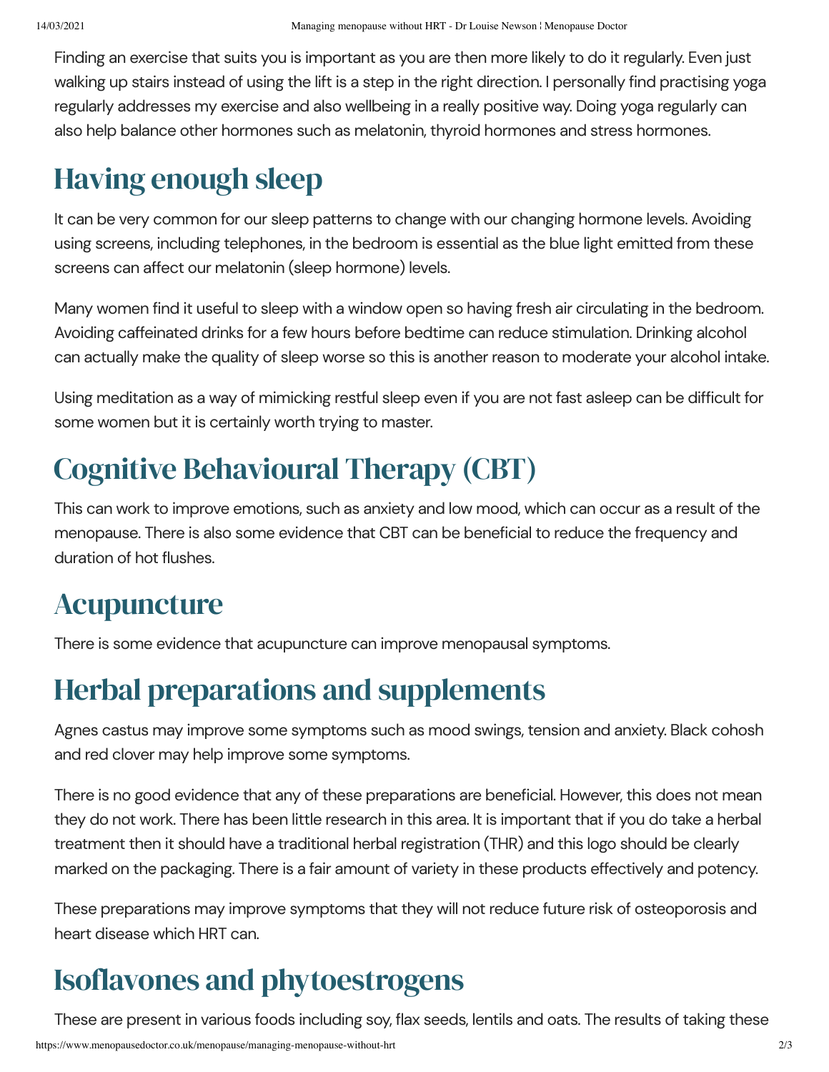Finding an exercise that suits you is important as you are then more likely to do it regularly. Even just walking up stairs instead of using the lift is a step in the right direction. I personally find practising yoga regularly addresses my exercise and also wellbeing in a really positive way. Doing yoga regularly can also help balance other hormones such as melatonin, thyroid hormones and stress hormones.

## Having enough sleep

It can be very common for our sleep patterns to change with our changing hormone levels. Avoiding using screens, including telephones, in the bedroom is essential as the blue light emitted from these screens can affect our melatonin (sleep hormone) levels.

Many women find it useful to sleep with a window open so having fresh air circulating in the bedroom. Avoiding caffeinated drinks for a few hours before bedtime can reduce stimulation. Drinking alcohol can actually make the quality of sleep worse so this is another reason to moderate your alcohol intake.

Using meditation as a way of mimicking restful sleep even if you are not fast asleep can be difficult for some women but it is certainly worth trying to master.

## Cognitive Behavioural Therapy (CBT)

This can work to improve emotions, such as anxiety and low mood, which can occur as a result of the menopause. There is also some evidence that CBT can be beneficial to reduce the frequency and duration of hot flushes.

## Acupuncture

There is some evidence that acupuncture can improve menopausal symptoms.

## Herbal preparations and supplements

Agnes castus may improve some symptoms such as mood swings, tension and anxiety. Black cohosh and red clover may help improve some symptoms.

There is no good evidence that any of these preparations are beneficial. However, this does not mean they do not work. There has been little research in this area. It is important that if you do take a herbal treatment then it should have a traditional herbal registration (THR) and this logo should be clearly marked on the packaging. There is a fair amount of variety in these products effectively and potency.

These preparations may improve symptoms that they will not reduce future risk of osteoporosis and heart disease which HRT can.

## Isoflavones and phytoestrogens

These are present in various foods including soy, flax seeds, lentils and oats. The results of taking these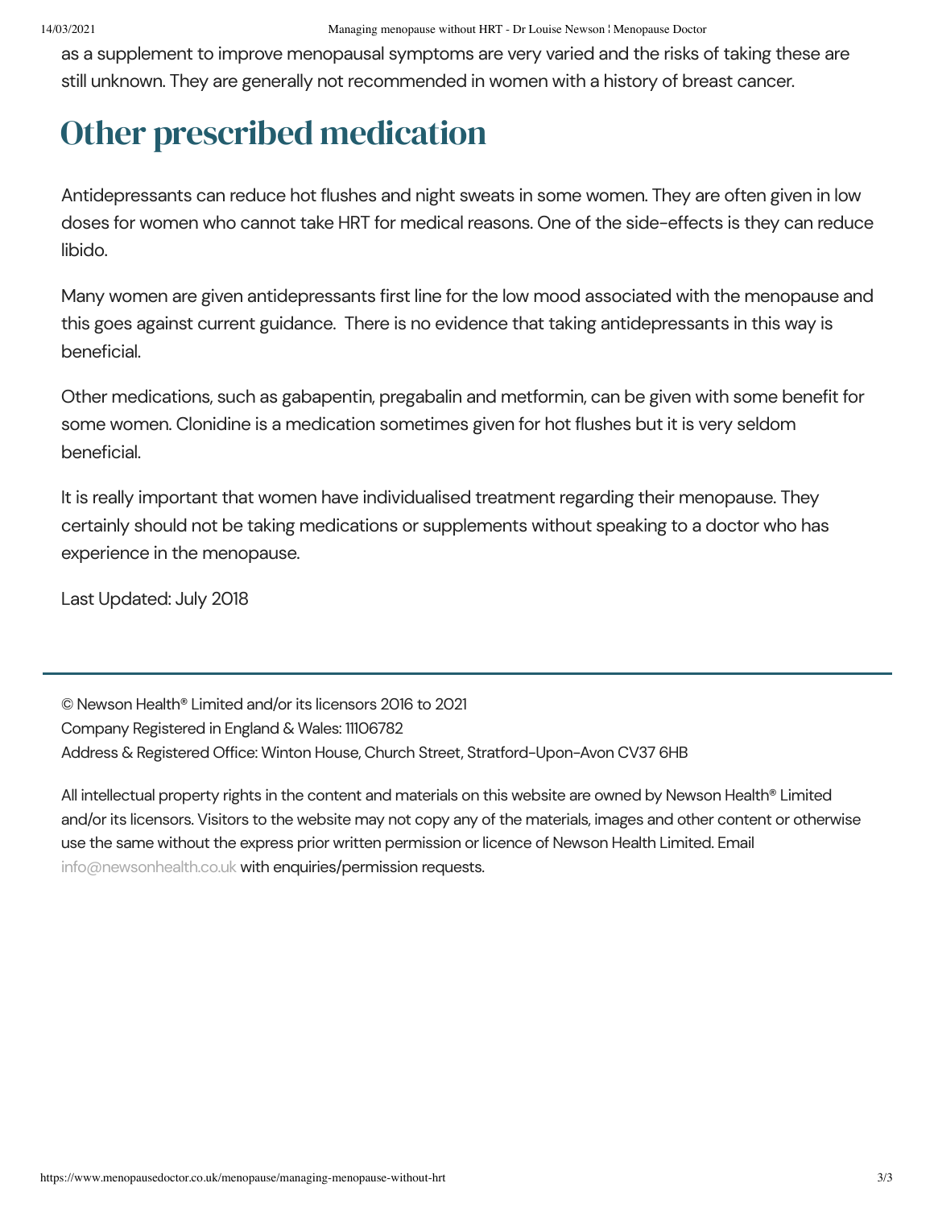as a supplement to improve menopausal symptoms are very varied and the risks of taking these are still unknown. They are generally not recommended in women with a history of breast cancer.

## Other prescribed medication

Antidepressants can reduce hot flushes and night sweats in some women. They are often given in low doses for women who cannot take HRT for medical reasons. One of the side-effects is they can reduce libido.

Many women are given antidepressants first line for the low mood associated with the menopause and this goes against current guidance. There is no evidence that taking antidepressants in this way is beneficial.

Other medications, such as gabapentin, pregabalin and metformin, can be given with some benefit for some women. Clonidine is a medication sometimes given for hot flushes but it is very seldom beneficial.

It is really important that women have individualised treatment regarding their menopause. They certainly should not be taking medications or supplements without speaking to a doctor who has experience in the menopause.

Last Updated: July 2018

---

© Newson Health® Limited and/or its licensors 2016 to 2021
Company Registered in England & Wales: 11106782
Address & Registered Office: Winton House, Church Street, Stratford-Upon-Avon CV37 6HB

All intellectual property rights in the content and materials on this website are owned by Newson Health® Limited and/or its licensors. Visitors to the website may not copy any of the materials, images and other content or otherwise use the same without the express prior written permission or licence of Newson Health Limited. Email info@newsonhealth.co.uk with enquiries/permission requests.